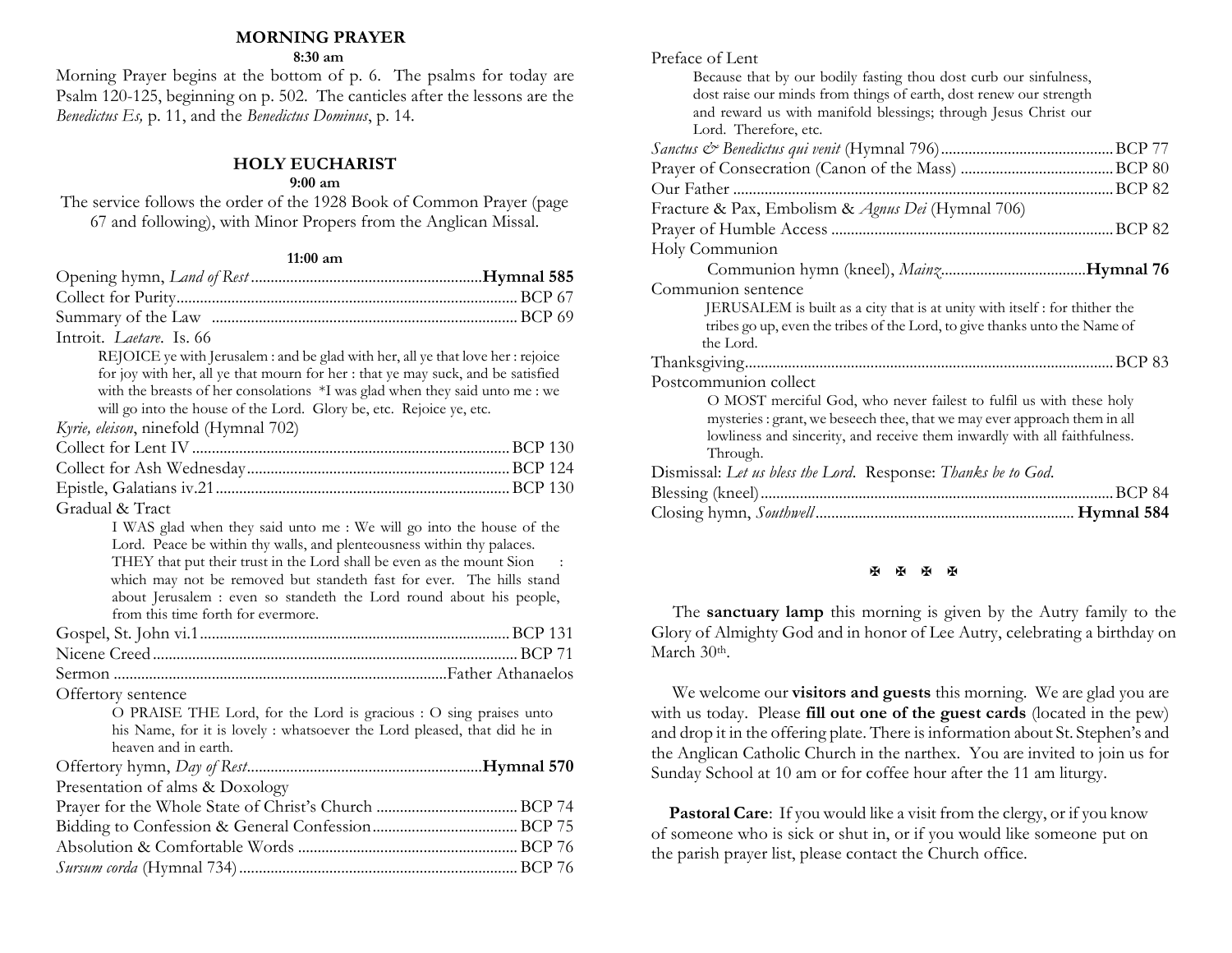## MORNING PRAYER

**8:30 am**

Morning Prayer begins at the bottom of p. 6. The psalms for today are Psalm 120-125, beginning on p. 502. The canticles after the lessons are the *Benedictus Es,* p. 11, and the *Benedictus Dominus*, p. 14.

## HOLY EUCHARIST

**9:00 am**

The service follows the order of the 1928 Book of Common Prayer (page 67 and following), with Minor Propers from the Anglican Missal.

**11:00 am**

Opening hymn, *Land of Rest* .......... **Hymnal 585**
Collect for Purity .......... BCP 67
Summary of the Law .......... BCP 69
Introit. *Laetare*. Is. 66

> REJOICE ye with Jerusalem : and be glad with her, all ye that love her : rejoice for joy with her, all ye that mourn for her : that ye may suck, and be satisfied with the breasts of her consolations *I was glad when they said unto me : we will go into the house of the Lord. Glory be, etc. Rejoice ye, etc.

*Kyrie, eleison*, ninefold (Hymnal 702)
Collect for Lent IV .......... BCP 130
Collect for Ash Wednesday .......... BCP 124
Epistle, Galatians iv.21 .......... BCP 130
Gradual & Tract

> I WAS glad when they said unto me : We will go into the house of the Lord. Peace be within thy walls, and plenteousness within thy palaces. THEY that put their trust in the Lord shall be even as the mount Sion : which may not be removed but standeth fast for ever. The hills stand about Jerusalem : even so standeth the Lord round about his people, from this time forth for evermore.

Gospel, St. John vi.1 .......... BCP 131
Nicene Creed .......... BCP 71
Sermon .......... Father Athanaelos
Offertory sentence

> O PRAISE THE Lord, for the Lord is gracious : O sing praises unto his Name, for it is lovely : whatsoever the Lord pleased, that did he in heaven and in earth.

Offertory hymn, *Day of Rest* .......... **Hymnal 570**
Presentation of alms & Doxology
Prayer for the Whole State of Christ's Church .......... BCP 74
Bidding to Confession & General Confession .......... BCP 75
Absolution & Comfortable Words .......... BCP 76
*Sursum corda* (Hymnal 734) .......... BCP 76
Preface of Lent

> Because that by our bodily fasting thou dost curb our sinfulness, dost raise our minds from things of earth, dost renew our strength and reward us with manifold blessings; through Jesus Christ our Lord. Therefore, etc.

*Sanctus & Benedictus qui venit* (Hymnal 796) .......... BCP 77
Prayer of Consecration (Canon of the Mass) .......... BCP 80
Our Father .......... BCP 82
Fracture & Pax, Embolism & *Agnus Dei* (Hymnal 706)
Prayer of Humble Access .......... BCP 82
Holy Communion

Communion hymn (kneel), *Mainz* .......... **Hymnal 76**

Communion sentence

> JERUSALEM is built as a city that is at unity with itself : for thither the tribes go up, even the tribes of the Lord, to give thanks unto the Name of the Lord.

Thanksgiving .......... BCP 83
Postcommunion collect

> O MOST merciful God, who never failest to fulfil us with these holy mysteries : grant, we beseech thee, that we may ever approach them in all lowliness and sincerity, and receive them inwardly with all faithfulness. Through.

Dismissal: *Let us bless the Lord*. Response: *Thanks be to God*.
Blessing (kneel) .......... BCP 84
Closing hymn, *Southwell* .......... **Hymnal 584**

✠ ✠ ✠ ✠

The **sanctuary lamp** this morning is given by the Autry family to the Glory of Almighty God and in honor of Lee Autry, celebrating a birthday on March 30th.

We welcome our **visitors and guests** this morning. We are glad you are with us today. Please **fill out one of the guest cards** (located in the pew) and drop it in the offering plate. There is information about St. Stephen's and the Anglican Catholic Church in the narthex. You are invited to join us for Sunday School at 10 am or for coffee hour after the 11 am liturgy.

**Pastoral Care**: If you would like a visit from the clergy, or if you know of someone who is sick or shut in, or if you would like someone put on the parish prayer list, please contact the Church office.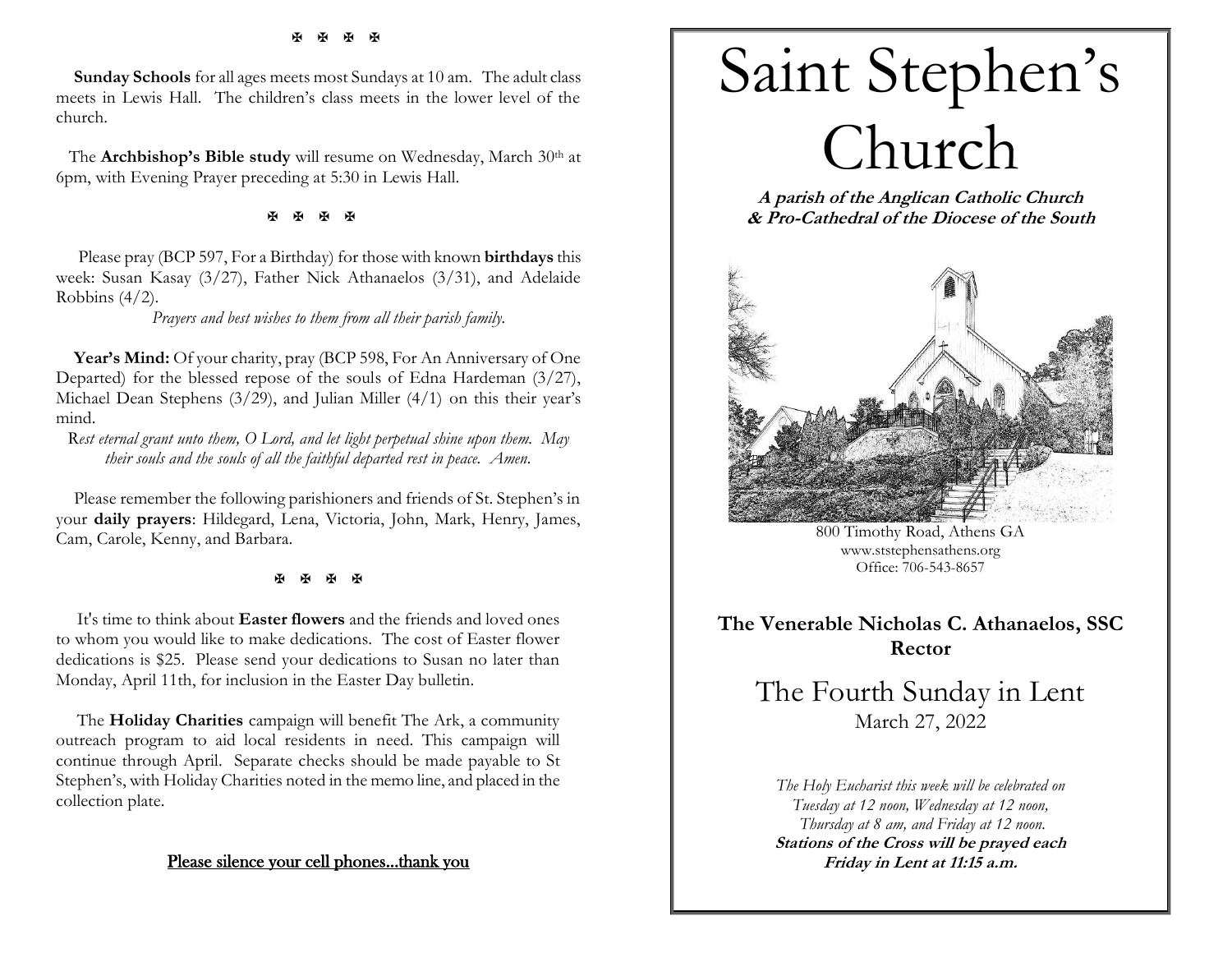✠ ✠ ✠ ✠

**Sunday Schools** for all ages meets most Sundays at 10 am. The adult class meets in Lewis Hall. The children's class meets in the lower level of the church.

The **Archbishop's Bible study** will resume on Wednesday, March 30th at 6pm, with Evening Prayer preceding at 5:30 in Lewis Hall.

✠ ✠ ✠ ✠

Please pray (BCP 597, For a Birthday) for those with known **birthdays** this week: Susan Kasay (3/27), Father Nick Athanaelos (3/31), and Adelaide Robbins (4/2).

*Prayers and best wishes to them from all their parish family.*

**Year's Mind:** Of your charity, pray (BCP 598, For An Anniversary of One Departed) for the blessed repose of the souls of Edna Hardeman (3/27), Michael Dean Stephens (3/29), and Julian Miller (4/1) on this their year's mind.

*Rest eternal grant unto them, O Lord, and let light perpetual shine upon them. May their souls and the souls of all the faithful departed rest in peace. Amen.*

Please remember the following parishioners and friends of St. Stephen's in your **daily prayers**: Hildegard, Lena, Victoria, John, Mark, Henry, James, Cam, Carole, Kenny, and Barbara.

✠ ✠ ✠ ✠

It's time to think about **Easter flowers** and the friends and loved ones to whom you would like to make dedications. The cost of Easter flower dedications is $25. Please send your dedications to Susan no later than Monday, April 11th, for inclusion in the Easter Day bulletin.

The **Holiday Charities** campaign will benefit The Ark, a community outreach program to aid local residents in need. This campaign will continue through April. Separate checks should be made payable to St Stephen's, with Holiday Charities noted in the memo line, and placed in the collection plate.

Please silence your cell phones...thank you

# Saint Stephen's Church

***A parish of the Anglican Catholic Church & Pro-Cathedral of the Diocese of the South***

800 Timothy Road, Athens GA
www.ststephensathens.org
Office: 706-543-8657

**The Venerable Nicholas C. Athanaelos, SSC**
**Rector**

## The Fourth Sunday in Lent

March 27, 2022

*The Holy Eucharist this week will be celebrated on Tuesday at 12 noon, Wednesday at 12 noon, Thursday at 8 am, and Friday at 12 noon.*
***Stations of the Cross will be prayed each Friday in Lent at 11:15 a.m.***